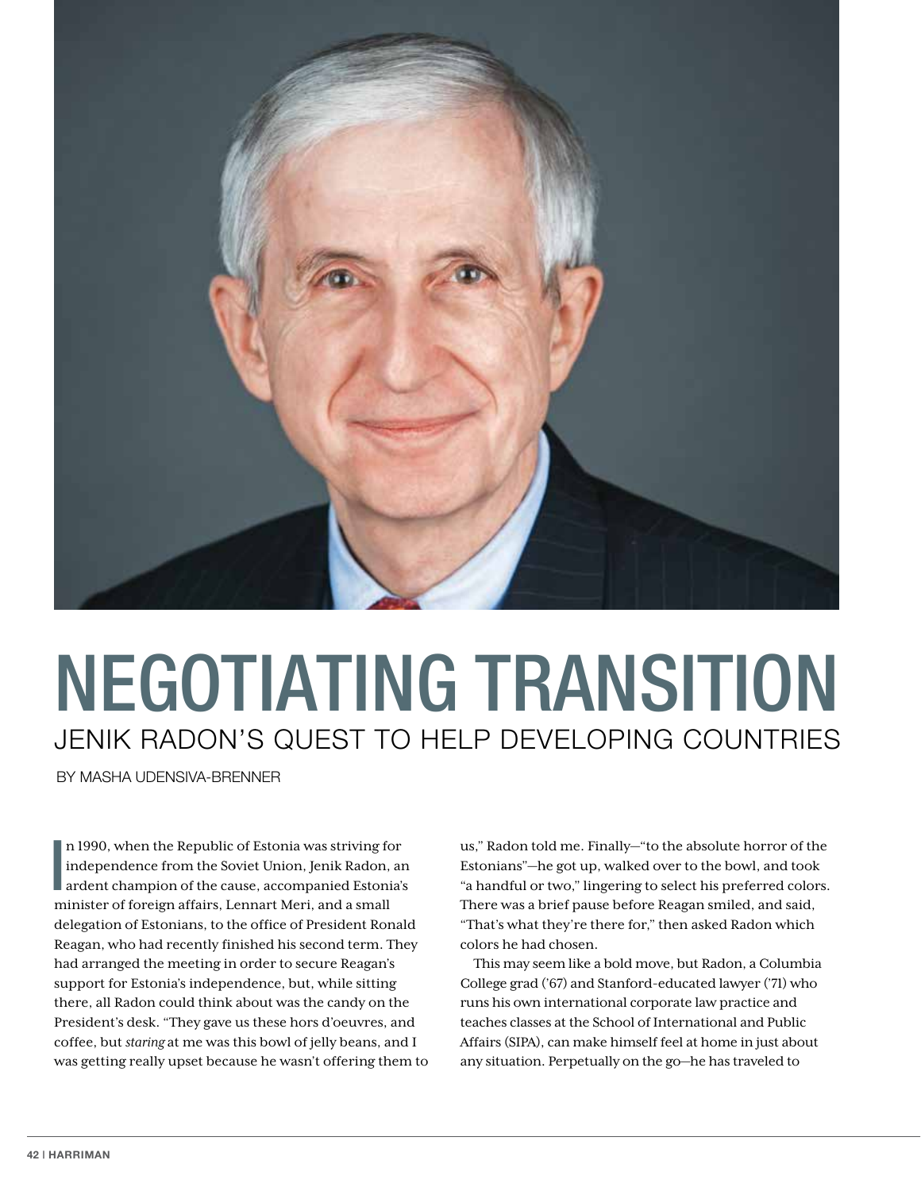# NEGOTIATING TRANSITION

## JENIK RADON'S QUEST TO HELP DEVELOPING COUNTRIES

BY MASHA UDENSIVA-BRENNER

In 1990, when the Republic of Estonia was striving for independence from the Soviet Union, Jenik Radon, an ardent champion of the cause, accompanied Estonia's minister of foreign affairs, Lennart Meri, and a small delegation of Estonians, to the office of President Ronald Reagan, who had recently finished his second term. They had arranged the meeting in order to secure Reagan's support for Estonia's independence, but, while sitting there, all Radon could think about was the candy on the President's desk. "They gave us these hors d'oeuvres, and coffee, but *staring* at me was this bowl of jelly beans, and I was getting really upset because he wasn't offering them to us," Radon told me. Finally—"to the absolute horror of the Estonians"—he got up, walked over to the bowl, and took "a handful or two," lingering to select his preferred colors. There was a brief pause before Reagan smiled, and said, "That's what they're there for," then asked Radon which colors he had chosen.

This may seem like a bold move, but Radon, a Columbia College grad ('67) and Stanford-educated lawyer ('71) who runs his own international corporate law practice and teaches classes at the School of International and Public Affairs (SIPA), can make himself feel at home in just about any situation. Perpetually on the go—he has traveled to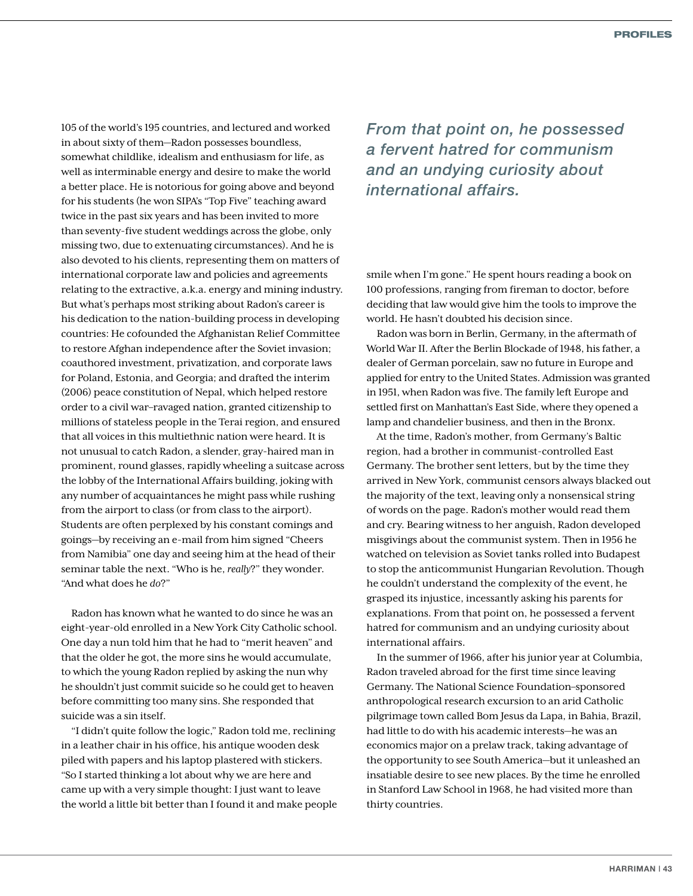105 of the world's 195 countries, and lectured and worked in about sixty of them—Radon possesses boundless, somewhat childlike, idealism and enthusiasm for life, as well as interminable energy and desire to make the world a better place. He is notorious for going above and beyond for his students (he won SIPA's "Top Five" teaching award twice in the past six years and has been invited to more than seventy-five student weddings across the globe, only missing two, due to extenuating circumstances). And he is also devoted to his clients, representing them on matters of international corporate law and policies and agreements relating to the extractive, a.k.a. energy and mining industry. But what's perhaps most striking about Radon's career is his dedication to the nation-building process in developing countries: He cofounded the Afghanistan Relief Committee to restore Afghan independence after the Soviet invasion; coauthored investment, privatization, and corporate laws for Poland, Estonia, and Georgia; and drafted the interim (2006) peace constitution of Nepal, which helped restore order to a civil war–ravaged nation, granted citizenship to millions of stateless people in the Terai region, and ensured that all voices in this multiethnic nation were heard. It is not unusual to catch Radon, a slender, gray-haired man in prominent, round glasses, rapidly wheeling a suitcase across the lobby of the International Affairs building, joking with any number of acquaintances he might pass while rushing from the airport to class (or from class to the airport). Students are often perplexed by his constant comings and goings—by receiving an e-mail from him signed "Cheers from Namibia" one day and seeing him at the head of their seminar table the next. "Who is he, *really*?" they wonder. "And what does he *do*?"

Radon has known what he wanted to do since he was an eight-year-old enrolled in a New York City Catholic school. One day a nun told him that he had to "merit heaven" and that the older he got, the more sins he would accumulate, to which the young Radon replied by asking the nun why he shouldn't just commit suicide so he could get to heaven before committing too many sins. She responded that suicide was a sin itself.

"I didn't quite follow the logic," Radon told me, reclining in a leather chair in his office, his antique wooden desk piled with papers and his laptop plastered with stickers. "So I started thinking a lot about why we are here and came up with a very simple thought: I just want to leave the world a little bit better than I found it and make people smile when I'm gone." He spent hours reading a book on 100 professions, ranging from fireman to doctor, before deciding that law would give him the tools to improve the world. He hasn't doubted his decision since.

Radon was born in Berlin, Germany, in the aftermath of World War II. After the Berlin Blockade of 1948, his father, a dealer of German porcelain, saw no future in Europe and applied for entry to the United States. Admission was granted in 1951, when Radon was five. The family left Europe and settled first on Manhattan's East Side, where they opened a lamp and chandelier business, and then in the Bronx.

At the time, Radon's mother, from Germany's Baltic region, had a brother in communist-controlled East Germany. The brother sent letters, but by the time they arrived in New York, communist censors always blacked out the majority of the text, leaving only a nonsensical string of words on the page. Radon's mother would read them and cry. Bearing witness to her anguish, Radon developed misgivings about the communist system. Then in 1956 he watched on television as Soviet tanks rolled into Budapest to stop the anticommunist Hungarian Revolution. Though he couldn't understand the complexity of the event, he grasped its injustice, incessantly asking his parents for explanations. From that point on, he possessed a fervent hatred for communism and an undying curiosity about international affairs.

*From that point on, he possessed a fervent hatred for communism and an undying curiosity about international affairs.*

In the summer of 1966, after his junior year at Columbia, Radon traveled abroad for the first time since leaving Germany. The National Science Foundation–sponsored anthropological research excursion to an arid Catholic pilgrimage town called Bom Jesus da Lapa, in Bahia, Brazil, had little to do with his academic interests—he was an economics major on a prelaw track, taking advantage of the opportunity to see South America—but it unleashed an insatiable desire to see new places. By the time he enrolled in Stanford Law School in 1968, he had visited more than thirty countries.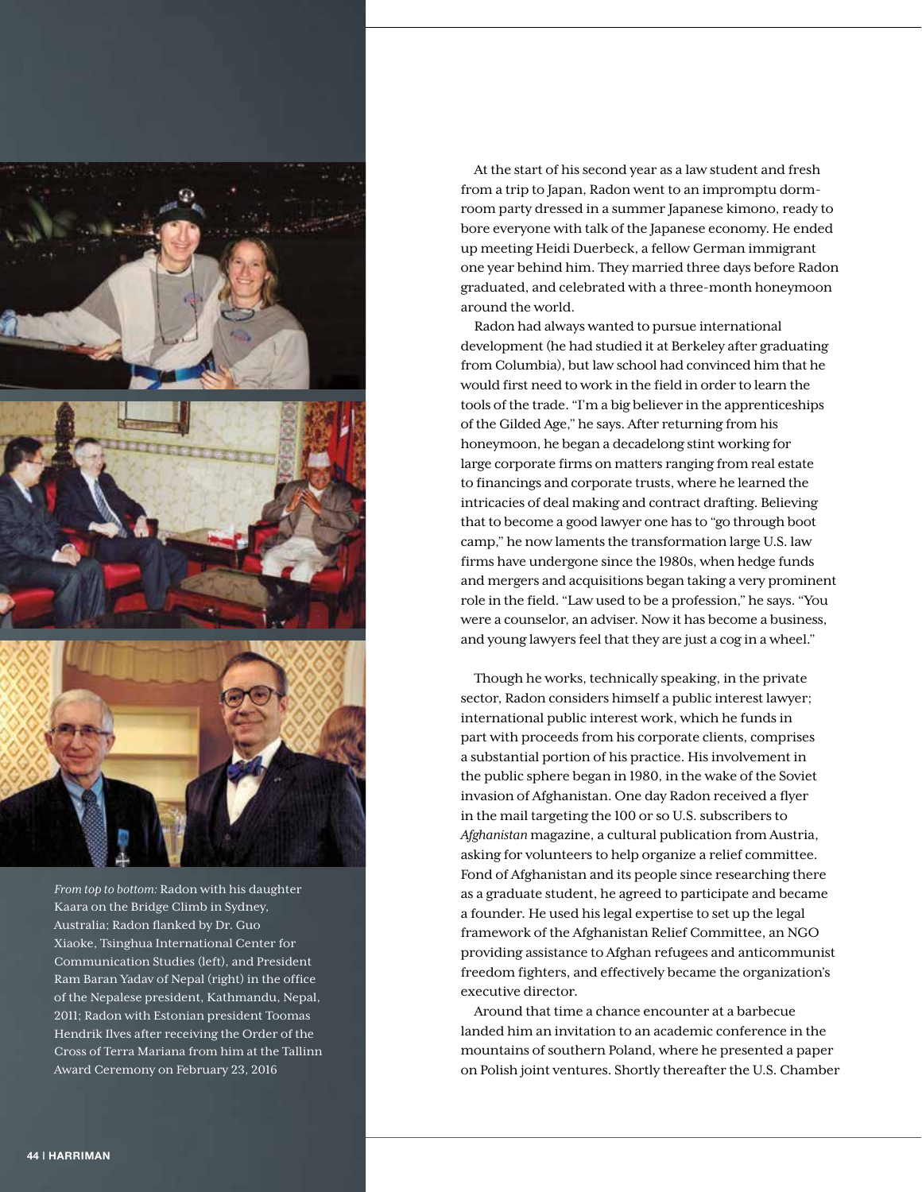*From top to bottom:* Radon with his daughter Kaara on the Bridge Climb in Sydney, Australia; Radon flanked by Dr. Guo Xiaoke, Tsinghua International Center for Communication Studies (left), and President Ram Baran Yadav of Nepal (right) in the office of the Nepalese president, Kathmandu, Nepal, 2011; Radon with Estonian president Toomas Hendrik Ilves after receiving the Order of the Cross of Terra Mariana from him at the Tallinn Award Ceremony on February 23, 2016

At the start of his second year as a law student and fresh from a trip to Japan, Radon went to an impromptu dorm-room party dressed in a summer Japanese kimono, ready to bore everyone with talk of the Japanese economy. He ended up meeting Heidi Duerbeck, a fellow German immigrant one year behind him. They married three days before Radon graduated, and celebrated with a three-month honeymoon around the world.

Radon had always wanted to pursue international development (he had studied it at Berkeley after graduating from Columbia), but law school had convinced him that he would first need to work in the field in order to learn the tools of the trade. "I'm a big believer in the apprenticeships of the Gilded Age," he says. After returning from his honeymoon, he began a decadelong stint working for large corporate firms on matters ranging from real estate to financings and corporate trusts, where he learned the intricacies of deal making and contract drafting. Believing that to become a good lawyer one has to "go through boot camp," he now laments the transformation large U.S. law firms have undergone since the 1980s, when hedge funds and mergers and acquisitions began taking a very prominent role in the field. "Law used to be a profession," he says. "You were a counselor, an adviser. Now it has become a business, and young lawyers feel that they are just a cog in a wheel."

Though he works, technically speaking, in the private sector, Radon considers himself a public interest lawyer; international public interest work, which he funds in part with proceeds from his corporate clients, comprises a substantial portion of his practice. His involvement in the public sphere began in 1980, in the wake of the Soviet invasion of Afghanistan. One day Radon received a flyer in the mail targeting the 100 or so U.S. subscribers to *Afghanistan* magazine, a cultural publication from Austria, asking for volunteers to help organize a relief committee. Fond of Afghanistan and its people since researching there as a graduate student, he agreed to participate and became a founder. He used his legal expertise to set up the legal framework of the Afghanistan Relief Committee, an NGO providing assistance to Afghan refugees and anticommunist freedom fighters, and effectively became the organization's executive director.

Around that time a chance encounter at a barbecue landed him an invitation to an academic conference in the mountains of southern Poland, where he presented a paper on Polish joint ventures. Shortly thereafter the U.S. Chamber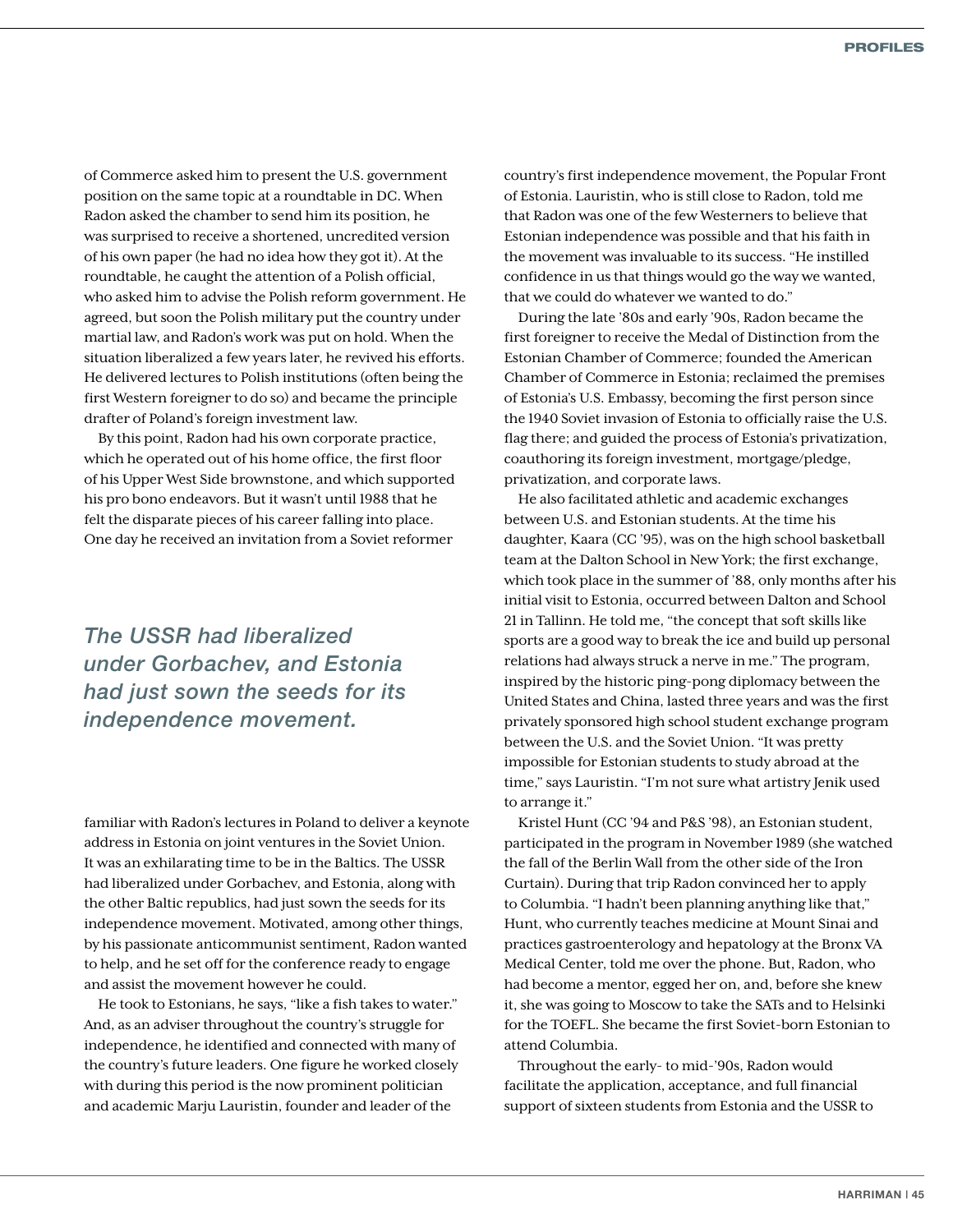of Commerce asked him to present the U.S. government position on the same topic at a roundtable in DC. When Radon asked the chamber to send him its position, he was surprised to receive a shortened, uncredited version of his own paper (he had no idea how they got it). At the roundtable, he caught the attention of a Polish official, who asked him to advise the Polish reform government. He agreed, but soon the Polish military put the country under martial law, and Radon's work was put on hold. When the situation liberalized a few years later, he revived his efforts. He delivered lectures to Polish institutions (often being the first Western foreigner to do so) and became the principle drafter of Poland's foreign investment law.

By this point, Radon had his own corporate practice, which he operated out of his home office, the first floor of his Upper West Side brownstone, and which supported his pro bono endeavors. But it wasn't until 1988 that he felt the disparate pieces of his career falling into place. One day he received an invitation from a Soviet reformer familiar with Radon's lectures in Poland to deliver a keynote address in Estonia on joint ventures in the Soviet Union. It was an exhilarating time to be in the Baltics. The USSR had liberalized under Gorbachev, and Estonia, along with the other Baltic republics, had just sown the seeds for its independence movement. Motivated, among other things, by his passionate anticommunist sentiment, Radon wanted to help, and he set off for the conference ready to engage and assist the movement however he could.

*The USSR had liberalized under Gorbachev, and Estonia had just sown the seeds for its independence movement.*

He took to Estonians, he says, "like a fish takes to water." And, as an adviser throughout the country's struggle for independence, he identified and connected with many of the country's future leaders. One figure he worked closely with during this period is the now prominent politician and academic Marju Lauristin, founder and leader of the country's first independence movement, the Popular Front of Estonia. Lauristin, who is still close to Radon, told me that Radon was one of the few Westerners to believe that Estonian independence was possible and that his faith in the movement was invaluable to its success. "He instilled confidence in us that things would go the way we wanted, that we could do whatever we wanted to do."

During the late '80s and early '90s, Radon became the first foreigner to receive the Medal of Distinction from the Estonian Chamber of Commerce; founded the American Chamber of Commerce in Estonia; reclaimed the premises of Estonia's U.S. Embassy, becoming the first person since the 1940 Soviet invasion of Estonia to officially raise the U.S. flag there; and guided the process of Estonia's privatization, coauthoring its foreign investment, mortgage/pledge, privatization, and corporate laws.

He also facilitated athletic and academic exchanges between U.S. and Estonian students. At the time his daughter, Kaara (CC '95), was on the high school basketball team at the Dalton School in New York; the first exchange, which took place in the summer of '88, only months after his initial visit to Estonia, occurred between Dalton and School 21 in Tallinn. He told me, "the concept that soft skills like sports are a good way to break the ice and build up personal relations had always struck a nerve in me." The program, inspired by the historic ping-pong diplomacy between the United States and China, lasted three years and was the first privately sponsored high school student exchange program between the U.S. and the Soviet Union. "It was pretty impossible for Estonian students to study abroad at the time," says Lauristin. "I'm not sure what artistry Jenik used to arrange it."

Kristel Hunt (CC '94 and P&S '98), an Estonian student, participated in the program in November 1989 (she watched the fall of the Berlin Wall from the other side of the Iron Curtain). During that trip Radon convinced her to apply to Columbia. "I hadn't been planning anything like that," Hunt, who currently teaches medicine at Mount Sinai and practices gastroenterology and hepatology at the Bronx VA Medical Center, told me over the phone. But, Radon, who had become a mentor, egged her on, and, before she knew it, she was going to Moscow to take the SATs and to Helsinki for the TOEFL. She became the first Soviet-born Estonian to attend Columbia.

Throughout the early- to mid-'90s, Radon would facilitate the application, acceptance, and full financial support of sixteen students from Estonia and the USSR to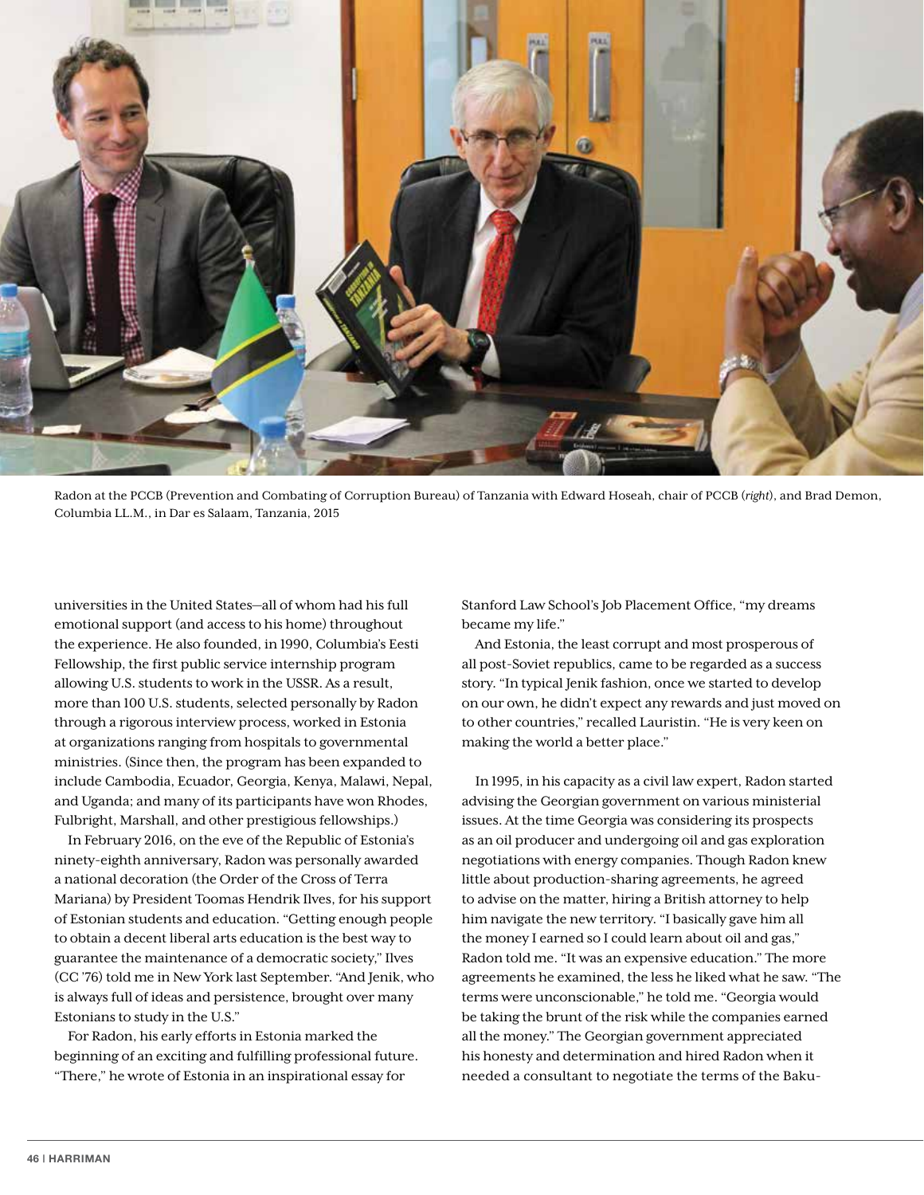Radon at the PCCB (Prevention and Combating of Corruption Bureau) of Tanzania with Edward Hoseah, chair of PCCB (*right*), and Brad Demon, Columbia LL.M., in Dar es Salaam, Tanzania, 2015

universities in the United States—all of whom had his full emotional support (and access to his home) throughout the experience. He also founded, in 1990, Columbia's Eesti Fellowship, the first public service internship program allowing U.S. students to work in the USSR. As a result, more than 100 U.S. students, selected personally by Radon through a rigorous interview process, worked in Estonia at organizations ranging from hospitals to governmental ministries. (Since then, the program has been expanded to include Cambodia, Ecuador, Georgia, Kenya, Malawi, Nepal, and Uganda; and many of its participants have won Rhodes, Fulbright, Marshall, and other prestigious fellowships.)

In February 2016, on the eve of the Republic of Estonia's ninety-eighth anniversary, Radon was personally awarded a national decoration (the Order of the Cross of Terra Mariana) by President Toomas Hendrik Ilves, for his support of Estonian students and education. "Getting enough people to obtain a decent liberal arts education is the best way to guarantee the maintenance of a democratic society," Ilves (CC '76) told me in New York last September. "And Jenik, who is always full of ideas and persistence, brought over many Estonians to study in the U.S."

For Radon, his early efforts in Estonia marked the beginning of an exciting and fulfilling professional future. "There," he wrote of Estonia in an inspirational essay for Stanford Law School's Job Placement Office, "my dreams became my life."

And Estonia, the least corrupt and most prosperous of all post-Soviet republics, came to be regarded as a success story. "In typical Jenik fashion, once we started to develop on our own, he didn't expect any rewards and just moved on to other countries," recalled Lauristin. "He is very keen on making the world a better place."

In 1995, in his capacity as a civil law expert, Radon started advising the Georgian government on various ministerial issues. At the time Georgia was considering its prospects as an oil producer and undergoing oil and gas exploration negotiations with energy companies. Though Radon knew little about production-sharing agreements, he agreed to advise on the matter, hiring a British attorney to help him navigate the new territory. "I basically gave him all the money I earned so I could learn about oil and gas," Radon told me. "It was an expensive education." The more agreements he examined, the less he liked what he saw. "The terms were unconscionable," he told me. "Georgia would be taking the brunt of the risk while the companies earned all the money." The Georgian government appreciated his honesty and determination and hired Radon when it needed a consultant to negotiate the terms of the Baku-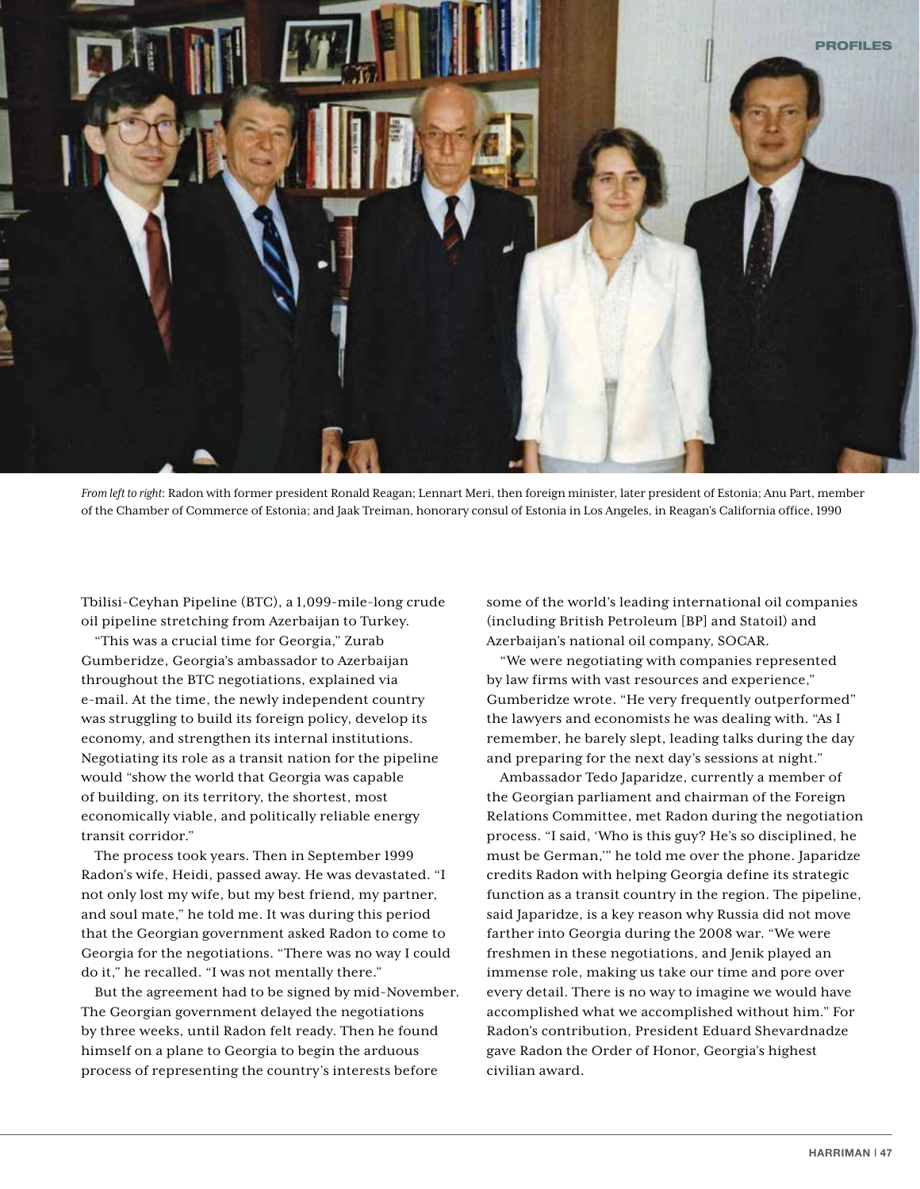*From left to right*: Radon with former president Ronald Reagan; Lennart Meri, then foreign minister, later president of Estonia; Anu Part, member of the Chamber of Commerce of Estonia; and Jaak Treiman, honorary consul of Estonia in Los Angeles, in Reagan's California office, 1990

Tbilisi-Ceyhan Pipeline (BTC), a 1,099-mile-long crude oil pipeline stretching from Azerbaijan to Turkey.

"This was a crucial time for Georgia," Zurab Gumberidze, Georgia's ambassador to Azerbaijan throughout the BTC negotiations, explained via e-mail. At the time, the newly independent country was struggling to build its foreign policy, develop its economy, and strengthen its internal institutions. Negotiating its role as a transit nation for the pipeline would "show the world that Georgia was capable of building, on its territory, the shortest, most economically viable, and politically reliable energy transit corridor."

The process took years. Then in September 1999 Radon's wife, Heidi, passed away. He was devastated. "I not only lost my wife, but my best friend, my partner, and soul mate," he told me. It was during this period that the Georgian government asked Radon to come to Georgia for the negotiations. "There was no way I could do it," he recalled. "I was not mentally there."

But the agreement had to be signed by mid-November. The Georgian government delayed the negotiations by three weeks, until Radon felt ready. Then he found himself on a plane to Georgia to begin the arduous process of representing the country's interests before some of the world's leading international oil companies (including British Petroleum [BP] and Statoil) and Azerbaijan's national oil company, SOCAR.

"We were negotiating with companies represented by law firms with vast resources and experience," Gumberidze wrote. "He very frequently outperformed" the lawyers and economists he was dealing with. "As I remember, he barely slept, leading talks during the day and preparing for the next day's sessions at night."

Ambassador Tedo Japaridze, currently a member of the Georgian parliament and chairman of the Foreign Relations Committee, met Radon during the negotiation process. "I said, 'Who is this guy? He's so disciplined, he must be German,'" he told me over the phone. Japaridze credits Radon with helping Georgia define its strategic function as a transit country in the region. The pipeline, said Japaridze, is a key reason why Russia did not move farther into Georgia during the 2008 war. "We were freshmen in these negotiations, and Jenik played an immense role, making us take our time and pore over every detail. There is no way to imagine we would have accomplished what we accomplished without him." For Radon's contribution, President Eduard Shevardnadze gave Radon the Order of Honor, Georgia's highest civilian award.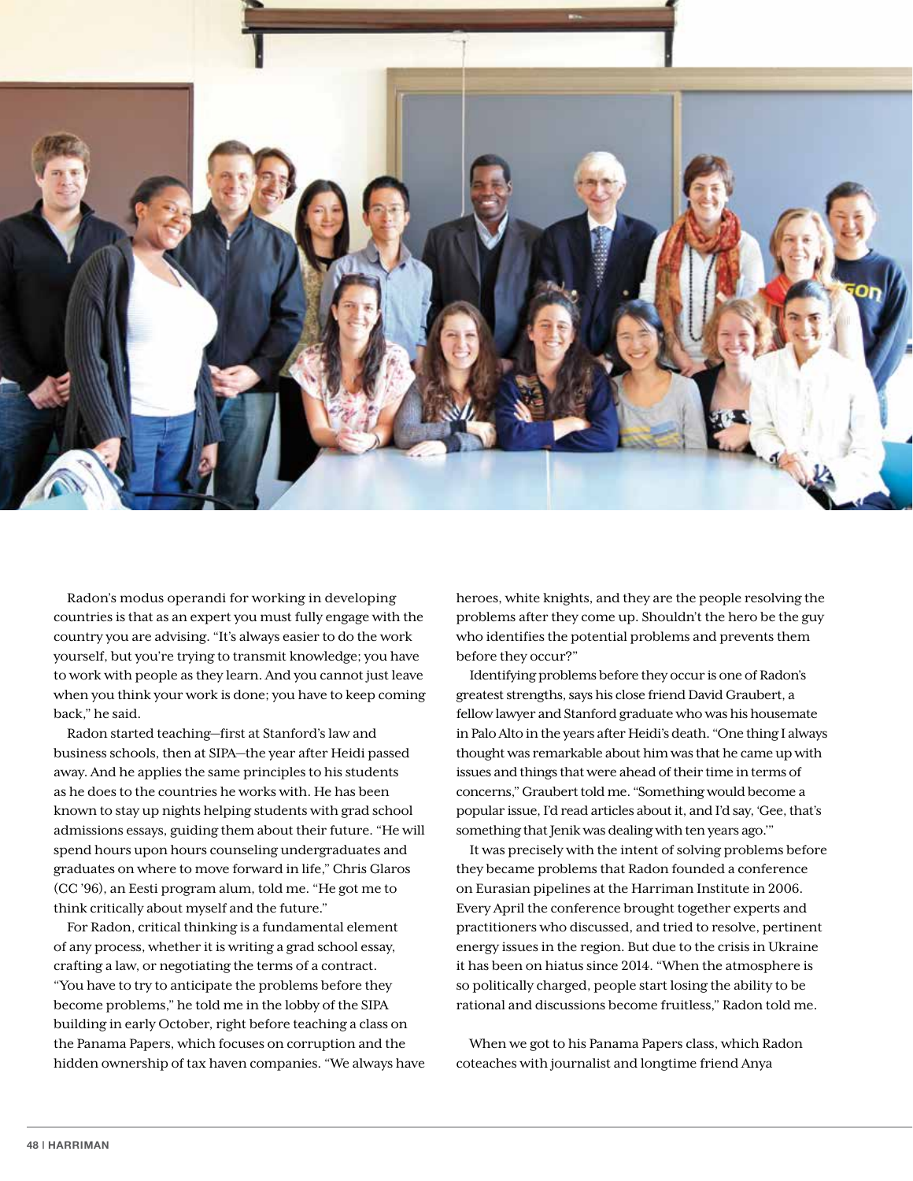Radon's modus operandi for working in developing countries is that as an expert you must fully engage with the country you are advising. "It's always easier to do the work yourself, but you're trying to transmit knowledge; you have to work with people as they learn. And you cannot just leave when you think your work is done; you have to keep coming back," he said.

Radon started teaching—first at Stanford's law and business schools, then at SIPA—the year after Heidi passed away. And he applies the same principles to his students as he does to the countries he works with. He has been known to stay up nights helping students with grad school admissions essays, guiding them about their future. "He will spend hours upon hours counseling undergraduates and graduates on where to move forward in life," Chris Glaros (CC '96), an Eesti program alum, told me. "He got me to think critically about myself and the future."

For Radon, critical thinking is a fundamental element of any process, whether it is writing a grad school essay, crafting a law, or negotiating the terms of a contract. "You have to try to anticipate the problems before they become problems," he told me in the lobby of the SIPA building in early October, right before teaching a class on the Panama Papers, which focuses on corruption and the hidden ownership of tax haven companies. "We always have heroes, white knights, and they are the people resolving the problems after they come up. Shouldn't the hero be the guy who identifies the potential problems and prevents them before they occur?"

Identifying problems before they occur is one of Radon's greatest strengths, says his close friend David Graubert, a fellow lawyer and Stanford graduate who was his housemate in Palo Alto in the years after Heidi's death. "One thing I always thought was remarkable about him was that he came up with issues and things that were ahead of their time in terms of concerns," Graubert told me. "Something would become a popular issue, I'd read articles about it, and I'd say, 'Gee, that's something that Jenik was dealing with ten years ago.'"

It was precisely with the intent of solving problems before they became problems that Radon founded a conference on Eurasian pipelines at the Harriman Institute in 2006. Every April the conference brought together experts and practitioners who discussed, and tried to resolve, pertinent energy issues in the region. But due to the crisis in Ukraine it has been on hiatus since 2014. "When the atmosphere is so politically charged, people start losing the ability to be rational and discussions become fruitless," Radon told me.

When we got to his Panama Papers class, which Radon coteaches with journalist and longtime friend Anya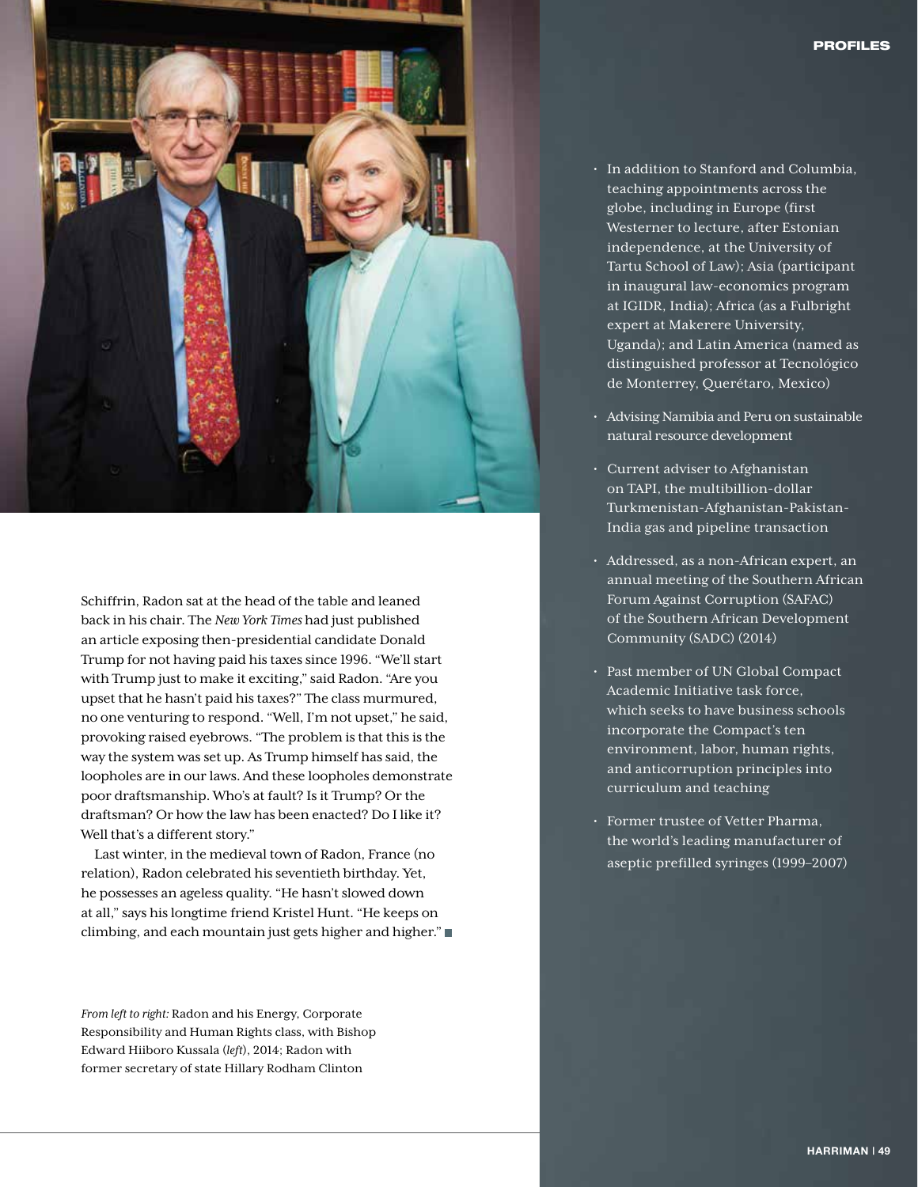Schiffrin, Radon sat at the head of the table and leaned back in his chair. The *New York Times* had just published an article exposing then-presidential candidate Donald Trump for not having paid his taxes since 1996. "We'll start with Trump just to make it exciting," said Radon. "Are you upset that he hasn't paid his taxes?" The class murmured, no one venturing to respond. "Well, I'm not upset," he said, provoking raised eyebrows. "The problem is that this is the way the system was set up. As Trump himself has said, the loopholes are in our laws. And these loopholes demonstrate poor draftsmanship. Who's at fault? Is it Trump? Or the draftsman? Or how the law has been enacted? Do I like it? Well that's a different story."

Last winter, in the medieval town of Radon, France (no relation), Radon celebrated his seventieth birthday. Yet, he possesses an ageless quality. "He hasn't slowed down at all," says his longtime friend Kristel Hunt. "He keeps on climbing, and each mountain just gets higher and higher."

*From left to right:* Radon and his Energy, Corporate Responsibility and Human Rights class, with Bishop Edward Hiiboro Kussala (*left*), 2014; Radon with former secretary of state Hillary Rodham Clinton

- In addition to Stanford and Columbia, teaching appointments across the globe, including in Europe (first Westerner to lecture, after Estonian independence, at the University of Tartu School of Law); Asia (participant in inaugural law-economics program at IGIDR, India); Africa (as a Fulbright expert at Makerere University, Uganda); and Latin America (named as distinguished professor at Tecnológico de Monterrey, Querétaro, Mexico)
- Advising Namibia and Peru on sustainable natural resource development
- Current adviser to Afghanistan on TAPI, the multibillion-dollar Turkmenistan-Afghanistan-Pakistan-India gas and pipeline transaction
- Addressed, as a non-African expert, an annual meeting of the Southern African Forum Against Corruption (SAFAC) of the Southern African Development Community (SADC) (2014)
- Past member of UN Global Compact Academic Initiative task force, which seeks to have business schools incorporate the Compact's ten environment, labor, human rights, and anticorruption principles into curriculum and teaching
- Former trustee of Vetter Pharma, the world's leading manufacturer of aseptic prefilled syringes (1999–2007)